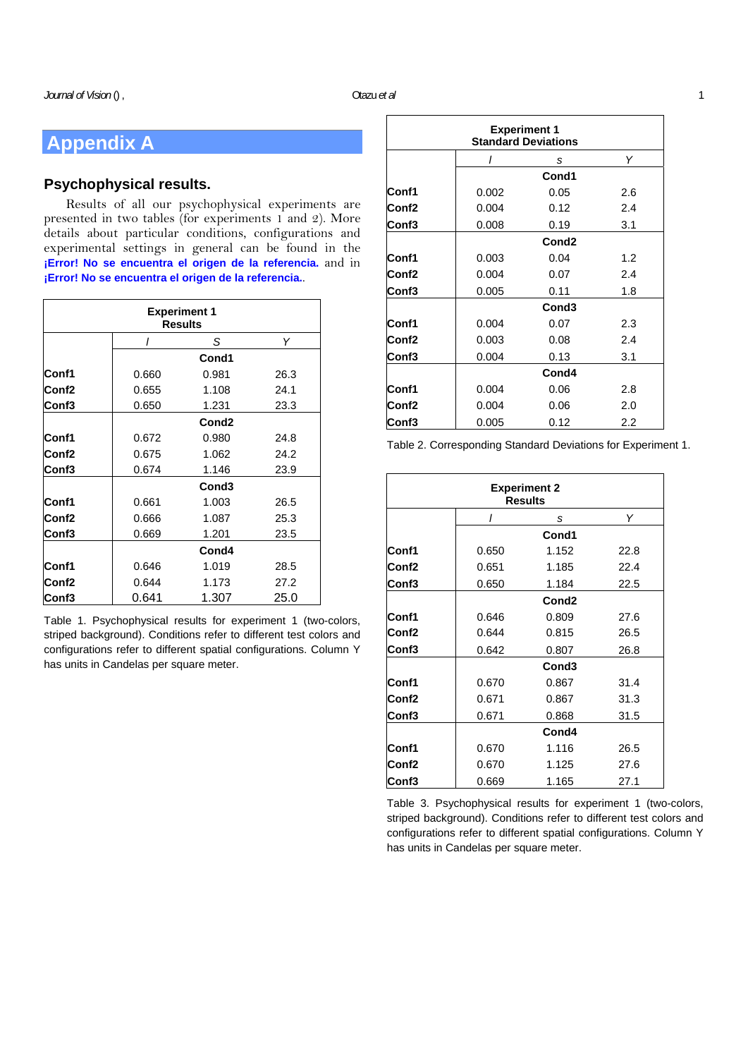# Appendix A

## Psychophysical results.

Results of all our psychophysical experiments are presented in two tables (for experiments 1 and 2). More details about particular conditions, configurations and experimental settings in general can be found in the **¡Error! No se encuentra el origen de la referencia.** and in **¡Error! No se encuentra el origen de la referencia.**.

| Experiment 1 Results | | | |
|---|---|---|---|
| | *l* | *S* | *Y* |
| | **Cond1** | | |
| **Conf1** | 0.660 | 0.981 | 26.3 |
| **Conf2** | 0.655 | 1.108 | 24.1 |
| **Conf3** | 0.650 | 1.231 | 23.3 |
| | **Cond2** | | |
| **Conf1** | 0.672 | 0.980 | 24.8 |
| **Conf2** | 0.675 | 1.062 | 24.2 |
| **Conf3** | 0.674 | 1.146 | 23.9 |
| | **Cond3** | | |
| **Conf1** | 0.661 | 1.003 | 26.5 |
| **Conf2** | 0.666 | 1.087 | 25.3 |
| **Conf3** | 0.669 | 1.201 | 23.5 |
| | **Cond4** | | |
| **Conf1** | 0.646 | 1.019 | 28.5 |
| **Conf2** | 0.644 | 1.173 | 27.2 |
| **Conf3** | 0.641 | 1.307 | 25.0 |

Table 1. Psychophysical results for experiment 1 (two-colors, striped background). Conditions refer to different test colors and configurations refer to different spatial configurations. Column Y has units in Candelas per square meter.

| Experiment 1 Standard Deviations | | | |
|---|---|---|---|
| | *l* | *s* | *Y* |
| | **Cond1** | | |
| **Conf1** | 0.002 | 0.05 | 2.6 |
| **Conf2** | 0.004 | 0.12 | 2.4 |
| **Conf3** | 0.008 | 0.19 | 3.1 |
| | **Cond2** | | |
| **Conf1** | 0.003 | 0.04 | 1.2 |
| **Conf2** | 0.004 | 0.07 | 2.4 |
| **Conf3** | 0.005 | 0.11 | 1.8 |
| | **Cond3** | | |
| **Conf1** | 0.004 | 0.07 | 2.3 |
| **Conf2** | 0.003 | 0.08 | 2.4 |
| **Conf3** | 0.004 | 0.13 | 3.1 |
| | **Cond4** | | |
| **Conf1** | 0.004 | 0.06 | 2.8 |
| **Conf2** | 0.004 | 0.06 | 2.0 |
| **Conf3** | 0.005 | 0.12 | 2.2 |

Table 2. Corresponding Standard Deviations for Experiment 1.

| Experiment 2 Results | | | |
|---|---|---|---|
| | *l* | *s* | *Y* |
| | **Cond1** | | |
| **Conf1** | 0.650 | 1.152 | 22.8 |
| **Conf2** | 0.651 | 1.185 | 22.4 |
| **Conf3** | 0.650 | 1.184 | 22.5 |
| | **Cond2** | | |
| **Conf1** | 0.646 | 0.809 | 27.6 |
| **Conf2** | 0.644 | 0.815 | 26.5 |
| **Conf3** | 0.642 | 0.807 | 26.8 |
| | **Cond3** | | |
| **Conf1** | 0.670 | 0.867 | 31.4 |
| **Conf2** | 0.671 | 0.867 | 31.3 |
| **Conf3** | 0.671 | 0.868 | 31.5 |
| | **Cond4** | | |
| **Conf1** | 0.670 | 1.116 | 26.5 |
| **Conf2** | 0.670 | 1.125 | 27.6 |
| **Conf3** | 0.669 | 1.165 | 27.1 |

Table 3. Psychophysical results for experiment 1 (two-colors, striped background). Conditions refer to different test colors and configurations refer to different spatial configurations. Column Y has units in Candelas per square meter.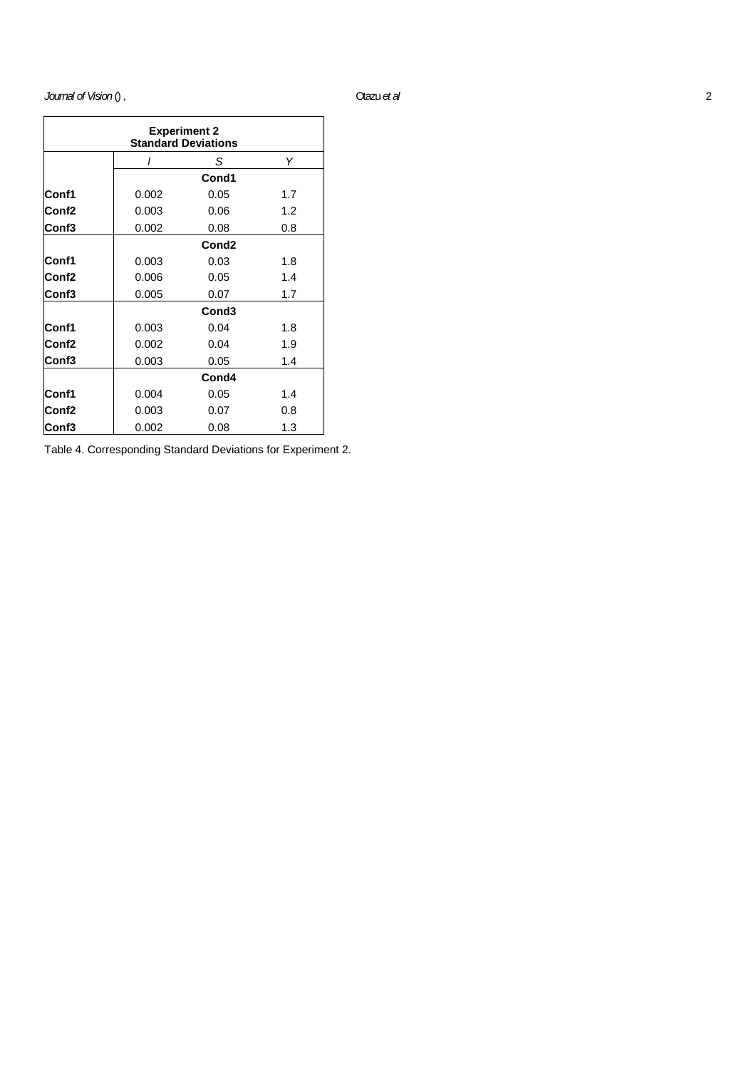| Experiment 2 Standard Deviations | | | |
|---|---|---|---|
| | *I* | *S* | *Y* |
| | **Cond1** | | |
| **Conf1** | 0.002 | 0.05 | 1.7 |
| **Conf2** | 0.003 | 0.06 | 1.2 |
| **Conf3** | 0.002 | 0.08 | 0.8 |
| | **Cond2** | | |
| **Conf1** | 0.003 | 0.03 | 1.8 |
| **Conf2** | 0.006 | 0.05 | 1.4 |
| **Conf3** | 0.005 | 0.07 | 1.7 |
| | **Cond3** | | |
| **Conf1** | 0.003 | 0.04 | 1.8 |
| **Conf2** | 0.002 | 0.04 | 1.9 |
| **Conf3** | 0.003 | 0.05 | 1.4 |
| | **Cond4** | | |
| **Conf1** | 0.004 | 0.05 | 1.4 |
| **Conf2** | 0.003 | 0.07 | 0.8 |
| **Conf3** | 0.002 | 0.08 | 1.3 |

Table 4. Corresponding Standard Deviations for Experiment 2.